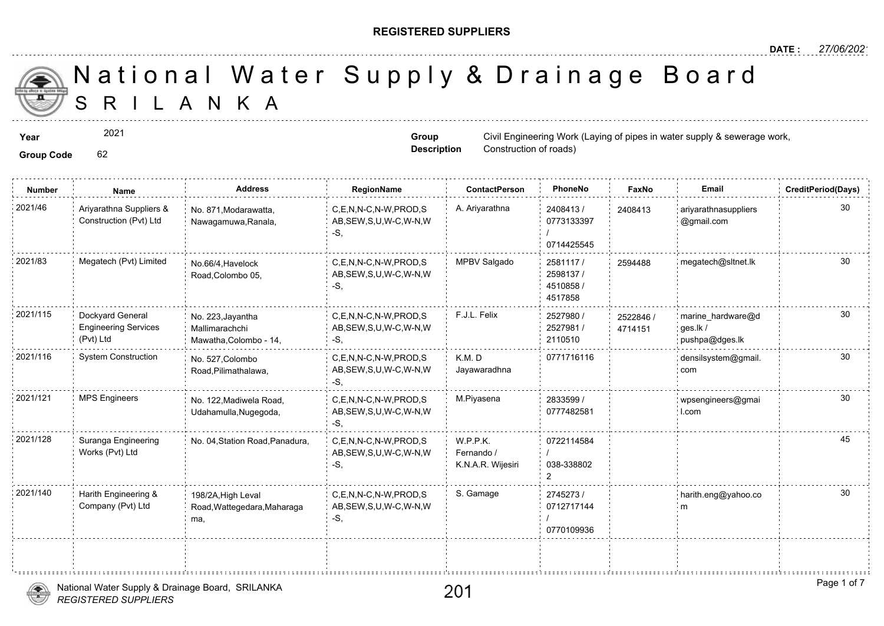**REGISTERED SUPPLIERS**

**DATE :** 27/06/2021

# National Water Supply & Drainage Board
## S R I L A N K A

**Year** 2021

**Group Code** 62

**Group Description** Civil Engineering Work (Laying of pipes in water supply & sewerage work, Construction of roads)

| Number | Name | Address | RegionName | ContactPerson | PhoneNo | FaxNo | Email | CreditPeriod(Days) |
|---|---|---|---|---|---|---|---|---|
| 2021/46 | Ariyarathna Suppliers & Construction (Pvt) Ltd | No. 871,Modarawatta, Nawagamuwa,Ranala, | C,E,N,N-C,N-W,PROD,SAB,SEW,S,U,W-C,W-N,W-S, | A. Ariyarathna | 2408413 / 0773133397 / 0714425545 | 2408413 | ariyarathnasuppliers@gmail.com | 30 |
| 2021/83 | Megatech (Pvt) Limited | No.66/4,Havelock Road,Colombo 05, | C,E,N,N-C,N-W,PROD,SAB,SEW,S,U,W-C,W-N,W-S, | MPBV Salgado | 2581117 / 2598137 / 4510858 / 4517858 | 2594488 | megatech@sltnet.lk | 30 |
| 2021/115 | Dockyard General Engineering Services (Pvt) Ltd | No. 223,Jayantha Mallimarachchi Mawatha,Colombo - 14, | C,E,N,N-C,N-W,PROD,SAB,SEW,S,U,W-C,W-N,W-S, | F.J.L. Felix | 2527980 / 2527981 / 2110510 | 2522846 / 4714151 | marine_hardware@dges.lk / pushpa@dges.lk | 30 |
| 2021/116 | System Construction | No. 527,Colombo Road,Pilimathalawa, | C,E,N,N-C,N-W,PROD,SAB,SEW,S,U,W-C,W-N,W-S, | K.M. D Jayawaradhna | 0771716116 | | densilsystem@gmail.com | 30 |
| 2021/121 | MPS Engineers | No. 122,Madiwela Road, Udahamulla,Nugegoda, | C,E,N,N-C,N-W,PROD,SAB,SEW,S,U,W-C,W-N,W-S, | M.Piyasena | 2833599 / 0777482581 | | wpsengineers@gmail.com | 30 |
| 2021/128 | Suranga Engineering Works (Pvt) Ltd | No. 04,Station Road,Panadura, | C,E,N,N-C,N-W,PROD,SAB,SEW,S,U,W-C,W-N,W-S, | W.P.P.K. Fernando / K.N.A.R. Wijesiri | 0722114584 / 038-3388022 | | | 45 |
| 2021/140 | Harith Engineering & Company (Pvt) Ltd | 198/2A,High Leval Road,Wattegedara,Maharagama, | C,E,N,N-C,N-W,PROD,SAB,SEW,S,U,W-C,W-N,W-S, | S. Gamage | 2745273 / 0712717144 / 0770109936 | | harith.eng@yahoo.com | 30 |

201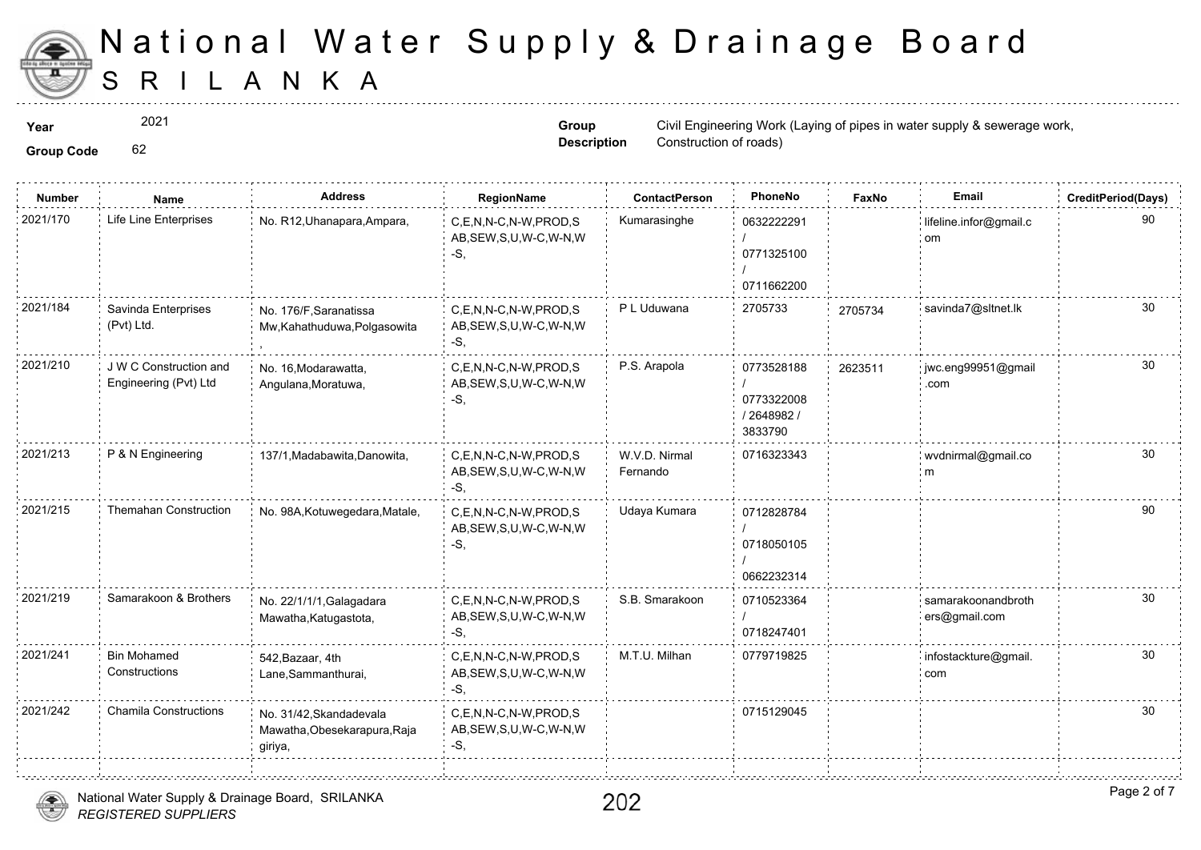# National Water Supply & Drainage Board
# SRI LANKA

**Year** 2021

**Group Code** 62

**Group Description** Civil Engineering Work (Laying of pipes in water supply & sewerage work, Construction of roads)

| Number | Name | Address | RegionName | ContactPerson | PhoneNo | FaxNo | Email | CreditPeriod(Days) |
|---|---|---|---|---|---|---|---|---|
| 2021/170 | Life Line Enterprises | No. R12,Uhanapara,Ampara, | C,E,N,N-C,N-W,PROD,SAB,SEW,S,U,W-C,W-N,W-S, | Kumarasinghe | 0632222291 / 0771325100 / 0711662200 | | lifeline.infor@gmail.com | 90 |
| 2021/184 | Savinda Enterprises (Pvt) Ltd. | No. 176/F,Saranatissa Mw,Kahathuduwa,Polgasowita , | C,E,N,N-C,N-W,PROD,SAB,SEW,S,U,W-C,W-N,W-S, | P L Uduwana | 2705733 | 2705734 | savinda7@sltnet.lk | 30 |
| 2021/210 | J W C Construction and Engineering (Pvt) Ltd | No. 16,Modarawatta, Angulana,Moratuwa, | C,E,N,N-C,N-W,PROD,SAB,SEW,S,U,W-C,W-N,W-S, | P.S. Arapola | 0773528188 / 0773322008 / 2648982 / 3833790 | 2623511 | jwc.eng99951@gmail.com | 30 |
| 2021/213 | P & N Engineering | 137/1,Madabawita,Danowita, | C,E,N,N-C,N-W,PROD,SAB,SEW,S,U,W-C,W-N,W-S, | W.V.D. Nirmal Fernando | 0716323343 | | wvdnirmal@gmail.com | 30 |
| 2021/215 | Themahan Construction | No. 98A,Kotuwegedara,Matale, | C,E,N,N-C,N-W,PROD,SAB,SEW,S,U,W-C,W-N,W-S, | Udaya Kumara | 0712828784 / 0718050105 / 0662232314 | | | 90 |
| 2021/219 | Samarakoon & Brothers | No. 22/1/1/1,Galagadara Mawatha,Katugastota, | C,E,N,N-C,N-W,PROD,SAB,SEW,S,U,W-C,W-N,W-S, | S.B. Smarakoon | 0710523364 / 0718247401 | | samarakoonandbrothers@gmail.com | 30 |
| 2021/241 | Bin Mohamed Constructions | 542,Bazaar, 4th Lane,Sammanthurai, | C,E,N,N-C,N-W,PROD,SAB,SEW,S,U,W-C,W-N,W-S, | M.T.U. Milhan | 0779719825 | | infostackture@gmail.com | 30 |
| 2021/242 | Chamila Constructions | No. 31/42,Skandadevala Mawatha,Obesekarapura,Rajagiriya, | C,E,N,N-C,N-W,PROD,SAB,SEW,S,U,W-C,W-N,W-S, | | 0715129045 | | | 30 |

National Water Supply & Drainage Board, SRILANKA
*REGISTERED SUPPLIERS*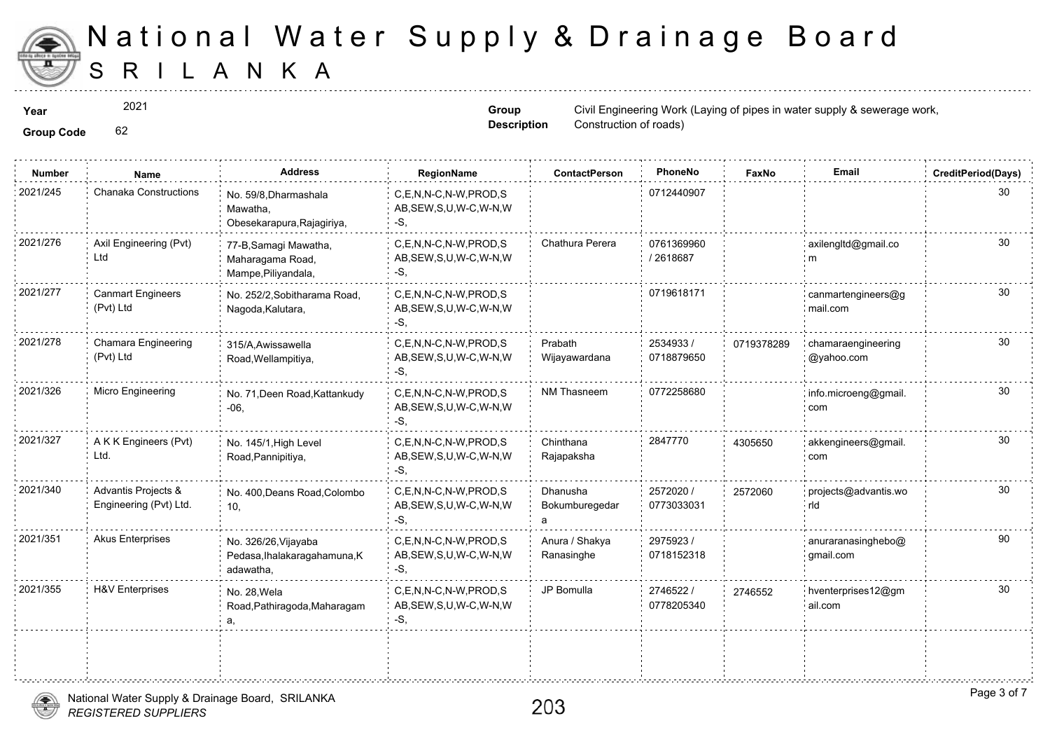# National Water Supply & Drainage Board

## SRILANKA

**Year** 2021

**Group Code** 62

**Group Description** Civil Engineering Work (Laying of pipes in water supply & sewerage work, Construction of roads)

| Number | Name | Address | RegionName | ContactPerson | PhoneNo | FaxNo | Email | CreditPeriod(Days) |
|---|---|---|---|---|---|---|---|---|
| 2021/245 | Chanaka Constructions | No. 59/8,Dharmashala Mawatha, Obesekarapura,Rajagiriya, | C,E,N,N-C,N-W,PROD,SAB,SEW,S,U,W-C,W-N,W-S, | | 0712440907 | | | 30 |
| 2021/276 | Axil Engineering (Pvt) Ltd | 77-B,Samagi Mawatha, Maharagama Road, Mampe,Piliyandala, | C,E,N,N-C,N-W,PROD,SAB,SEW,S,U,W-C,W-N,W-S, | Chathura Perera | 0761369960 / 2618687 | | axilengltd@gmail.com | 30 |
| 2021/277 | Canmart Engineers (Pvt) Ltd | No. 252/2,Sobitharama Road, Nagoda,Kalutara, | C,E,N,N-C,N-W,PROD,SAB,SEW,S,U,W-C,W-N,W-S, | | 0719618171 | | canmartengineers@gmail.com | 30 |
| 2021/278 | Chamara Engineering (Pvt) Ltd | 315/A,Awissawella Road,Wellampitiya, | C,E,N,N-C,N-W,PROD,SAB,SEW,S,U,W-C,W-N,W-S, | Prabath Wijayawardana | 2534933 / 0718879650 | 0719378289 | chamaraengineering@yahoo.com | 30 |
| 2021/326 | Micro Engineering | No. 71,Deen Road,Kattankudy -06, | C,E,N,N-C,N-W,PROD,SAB,SEW,S,U,W-C,W-N,W-S, | NM Thasneem | 0772258680 | | info.microeng@gmail.com | 30 |
| 2021/327 | A K K Engineers (Pvt) Ltd. | No. 145/1,High Level Road,Pannipitiya, | C,E,N,N-C,N-W,PROD,SAB,SEW,S,U,W-C,W-N,W-S, | Chinthana Rajapaksha | 2847770 | 4305650 | akkengineers@gmail.com | 30 |
| 2021/340 | Advantis Projects & Engineering (Pvt) Ltd. | No. 400,Deans Road,Colombo 10, | C,E,N,N-C,N-W,PROD,SAB,SEW,S,U,W-C,W-N,W-S, | Dhanusha Bokumburegedara | 2572020 / 0773033031 | 2572060 | projects@advantis.world | 30 |
| 2021/351 | Akus Enterprises | No. 326/26,Vijayaba Pedasa,Ihalakaragahamuna,Kadawatha, | C,E,N,N-C,N-W,PROD,SAB,SEW,S,U,W-C,W-N,W-S, | Anura / Shakya Ranasinghe | 2975923 / 0718152318 | | anuraranasinghebo@gmail.com | 90 |
| 2021/355 | H&V Enterprises | No. 28,Wela Road,Pathiragoda,Maharagama, | C,E,N,N-C,N-W,PROD,SAB,SEW,S,U,W-C,W-N,W-S, | JP Bomulla | 2746522 / 0778205340 | 2746552 | hventerprises12@gmail.com | 30 |

National Water Supply & Drainage Board, SRILANKA
*REGISTERED SUPPLIERS*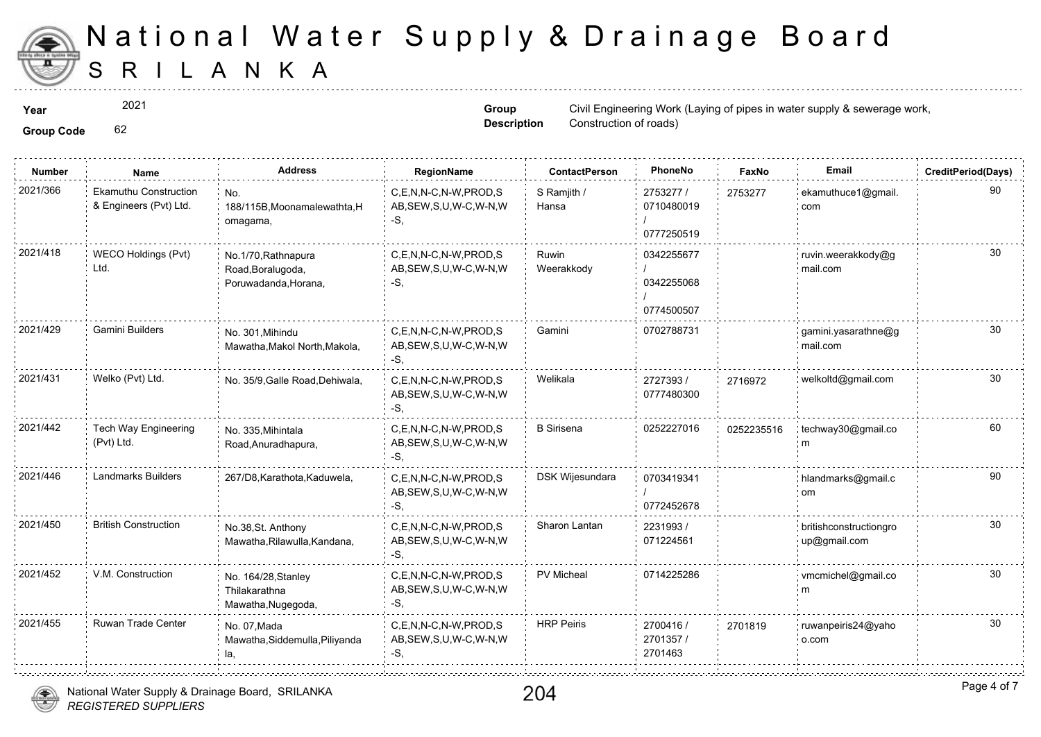# National Water Supply & Drainage Board

## SRI LANKA

**Year** 2021

**Group Code** 62

**Group Description** Civil Engineering Work (Laying of pipes in water supply & sewerage work, Construction of roads)

| Number | Name | Address | RegionName | ContactPerson | PhoneNo | FaxNo | Email | CreditPeriod(Days) |
|---|---|---|---|---|---|---|---|---|
| 2021/366 | Ekamuthu Construction & Engineers (Pvt) Ltd. | No. 188/115B,Moonamalewathta,Homagama, | C,E,N,N-C,N-W,PROD,SAB,SEW,S,U,W-C,W-N,W-S, | S Ramjith / Hansa | 2753277 / 0710480019 / 0777250519 | 2753277 | ekamuthuce1@gmail.com | 90 |
| 2021/418 | WECO Holdings (Pvt) Ltd. | No.1/70,Rathnapura Road,Boralugoda, Poruwadanda,Horana, | C,E,N,N-C,N-W,PROD,SAB,SEW,S,U,W-C,W-N,W-S, | Ruwin Weerakkody | 0342255677 / 0342255068 / 0774500507 | | ruvin.weerakkody@gmail.com | 30 |
| 2021/429 | Gamini Builders | No. 301,Mihindu Mawatha,Makol North,Makola, | C,E,N,N-C,N-W,PROD,SAB,SEW,S,U,W-C,W-N,W-S, | Gamini | 0702788731 | | gamini.yasarathne@gmail.com | 30 |
| 2021/431 | Welko (Pvt) Ltd. | No. 35/9,Galle Road,Dehiwala, | C,E,N,N-C,N-W,PROD,SAB,SEW,S,U,W-C,W-N,W-S, | Welikala | 2727393 / 0777480300 | 2716972 | welkoltd@gmail.com | 30 |
| 2021/442 | Tech Way Engineering (Pvt) Ltd. | No. 335,Mihintala Road,Anuradhapura, | C,E,N,N-C,N-W,PROD,SAB,SEW,S,U,W-C,W-N,W-S, | B Sirisena | 0252227016 | 0252235516 | techway30@gmail.com | 60 |
| 2021/446 | Landmarks Builders | 267/D8,Karathota,Kaduwela, | C,E,N,N-C,N-W,PROD,SAB,SEW,S,U,W-C,W-N,W-S, | DSK Wijesundara | 0703419341 / 0772452678 | | hlandmarks@gmail.com | 90 |
| 2021/450 | British Construction | No.38,St. Anthony Mawatha,Rilawulla,Kandana, | C,E,N,N-C,N-W,PROD,SAB,SEW,S,U,W-C,W-N,W-S, | Sharon Lantan | 2231993 / 071224561 | | britishconstructiongroup@gmail.com | 30 |
| 2021/452 | V.M. Construction | No. 164/28,Stanley Thilakarathna Mawatha,Nugegoda, | C,E,N,N-C,N-W,PROD,SAB,SEW,S,U,W-C,W-N,W-S, | PV Micheal | 0714225286 | | vmcmichel@gmail.com | 30 |
| 2021/455 | Ruwan Trade Center | No. 07,Mada Mawatha,Siddemulla,Piliyandala, | C,E,N,N-C,N-W,PROD,SAB,SEW,S,U,W-C,W-N,W-S, | HRP Peiris | 2700416 / 2701357 / 2701463 | 2701819 | ruwanpeiris24@yahoo.com | 30 |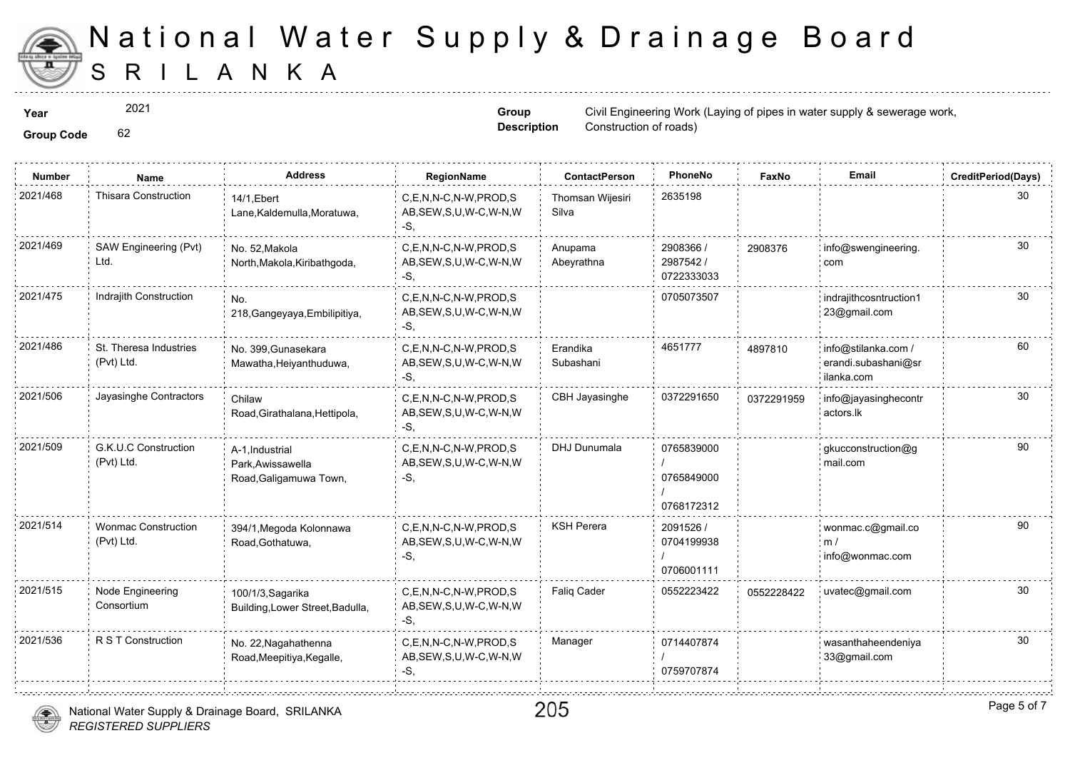# National Water Supply & Drainage Board
## SRILANKA

**Year** 2021

**Group Code** 62

**Group Description** Civil Engineering Work (Laying of pipes in water supply & sewerage work, Construction of roads)

| Number | Name | Address | RegionName | ContactPerson | PhoneNo | FaxNo | Email | CreditPeriod(Days) |
|---|---|---|---|---|---|---|---|---|
| 2021/468 | Thisara Construction | 14/1,Ebert Lane,Kaldemulla,Moratuwa, | C,E,N,N-C,N-W,PROD,SAB,SEW,S,U,W-C,W-N,W-S, | Thomsan Wijesiri Silva | 2635198 | | | 30 |
| 2021/469 | SAW Engineering (Pvt) Ltd. | No. 52,Makola North,Makola,Kiribathgoda, | C,E,N,N-C,N-W,PROD,SAB,SEW,S,U,W-C,W-N,W-S, | Anupama Abeyrathna | 2908366 / 2987542 / 0722333033 | 2908376 | info@swengineering.com | 30 |
| 2021/475 | Indrajith Construction | No. 218,Gangeyaya,Embilipitiya, | C,E,N,N-C,N-W,PROD,SAB,SEW,S,U,W-C,W-N,W-S, | | 0705073507 | | indrajithcosntruction123@gmail.com | 30 |
| 2021/486 | St. Theresa Industries (Pvt) Ltd. | No. 399,Gunasekara Mawatha,Heiyanthuduwa, | C,E,N,N-C,N-W,PROD,SAB,SEW,S,U,W-C,W-N,W-S, | Erandika Subashani | 4651777 | 4897810 | info@stilanka.com / erandi.subashani@srilanka.com | 60 |
| 2021/506 | Jayasinghe Contractors | Chilaw Road,Girathalana,Hettipola, | C,E,N,N-C,N-W,PROD,SAB,SEW,S,U,W-C,W-N,W-S, | CBH Jayasinghe | 0372291650 | 0372291959 | info@jayasinghecontractors.lk | 30 |
| 2021/509 | G.K.U.C Construction (Pvt) Ltd. | A-1,Industrial Park,Awissawella Road,Galigamuwa Town, | C,E,N,N-C,N-W,PROD,SAB,SEW,S,U,W-C,W-N,W-S, | DHJ Dunumala | 0765839000 / 0765849000 / 0768172312 | | gkucconstruction@gmail.com | 90 |
| 2021/514 | Wonmac Construction (Pvt) Ltd. | 394/1,Megoda Kolonnawa Road,Gothatuwa, | C,E,N,N-C,N-W,PROD,SAB,SEW,S,U,W-C,W-N,W-S, | KSH Perera | 2091526 / 0704199938 / 0706001111 | | wonmac.c@gmail.com / info@wonmac.com | 90 |
| 2021/515 | Node Engineering Consortium | 100/1/3,Sagarika Building,Lower Street,Badulla, | C,E,N,N-C,N-W,PROD,SAB,SEW,S,U,W-C,W-N,W-S, | Faliq Cader | 0552223422 | 0552228422 | uvatec@gmail.com | 30 |
| 2021/536 | R S T Construction | No. 22,Nagahathenna Road,Meepitiya,Kegalle, | C,E,N,N-C,N-W,PROD,SAB,SEW,S,U,W-C,W-N,W-S, | Manager | 0714407874 / 0759707874 | | wasanthaheendeniya33@gmail.com | 30 |

National Water Supply & Drainage Board, SRILANKA
*REGISTERED SUPPLIERS*

205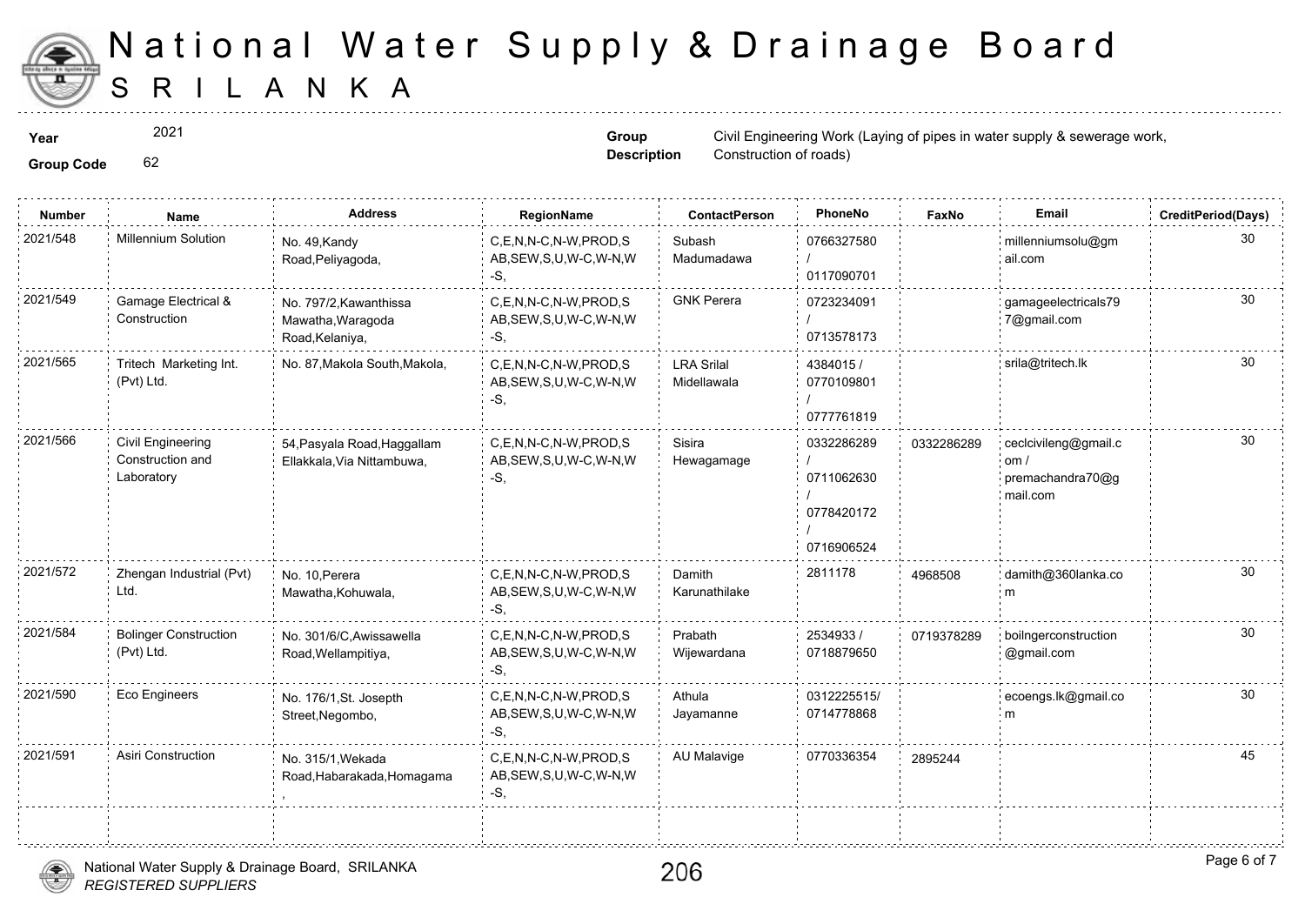# National Water Supply & Drainage Board

## SRILANKA

**Year** 2021

**Group Code** 62

**Group Description** Civil Engineering Work (Laying of pipes in water supply & sewerage work, Construction of roads)

| Number | Name | Address | RegionName | ContactPerson | PhoneNo | FaxNo | Email | CreditPeriod(Days) |
|---|---|---|---|---|---|---|---|---|
| 2021/548 | Millennium Solution | No. 49,Kandy Road,Peliyagoda, | C,E,N,N-C,N-W,PROD,SAB,SEW,S,U,W-C,W-N,W-S, | Subash Madumadawa | 0766327580 / 0117090701 | | millenniumsolu@gmail.com | 30 |
| 2021/549 | Gamage Electrical & Construction | No. 797/2,Kawanthissa Mawatha,Waragoda Road,Kelaniya, | C,E,N,N-C,N-W,PROD,SAB,SEW,S,U,W-C,W-N,W-S, | GNK Perera | 0723234091 / 0713578173 | | gamageelectricals797@gmail.com | 30 |
| 2021/565 | Tritech Marketing Int. (Pvt) Ltd. | No. 87,Makola South,Makola, | C,E,N,N-C,N-W,PROD,SAB,SEW,S,U,W-C,W-N,W-S, | LRA Srilal Midellawala | 4384015 / 0770109801 / 0777761819 | | srila@tritech.lk | 30 |
| 2021/566 | Civil Engineering Construction and Laboratory | 54,Pasyala Road,Haggallam Ellakkala,Via Nittambuwa, | C,E,N,N-C,N-W,PROD,SAB,SEW,S,U,W-C,W-N,W-S, | Sisira Hewagamage | 0332286289 / 0711062630 / 0778420172 / 0716906524 | 0332286289 | ceclcivileng@gmail.com / premachandra70@gmail.com | 30 |
| 2021/572 | Zhengan Industrial (Pvt) Ltd. | No. 10,Perera Mawatha,Kohuwala, | C,E,N,N-C,N-W,PROD,SAB,SEW,S,U,W-C,W-N,W-S, | Damith Karunathilake | 2811178 | 4968508 | damith@360lanka.com | 30 |
| 2021/584 | Bolinger Construction (Pvt) Ltd. | No. 301/6/C,Awissawella Road,Wellampitiya, | C,E,N,N-C,N-W,PROD,SAB,SEW,S,U,W-C,W-N,W-S, | Prabath Wijewardana | 2534933 / 0718879650 | 0719378289 | boilngerconstruction@gmail.com | 30 |
| 2021/590 | Eco Engineers | No. 176/1,St. Josepth Street,Negombo, | C,E,N,N-C,N-W,PROD,SAB,SEW,S,U,W-C,W-N,W-S, | Athula Jayamanne | 0312225515/ 0714778868 | | ecoengs.lk@gmail.com | 30 |
| 2021/591 | Asiri Construction | No. 315/1,Wekada Road,Habarakada,Homagama, | C,E,N,N-C,N-W,PROD,SAB,SEW,S,U,W-C,W-N,W-S, | AU Malavige | 0770336354 | 2895244 | | 45 |

National Water Supply & Drainage Board, SRILANKA
*REGISTERED SUPPLIERS*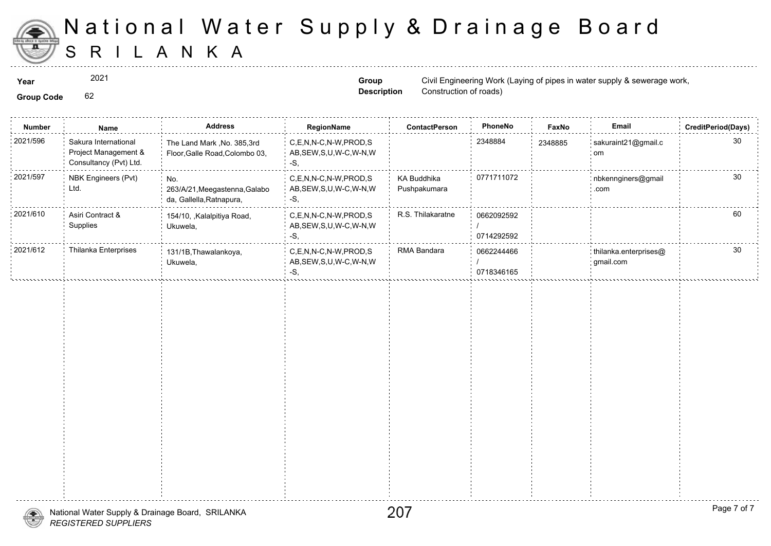# National Water Supply & Drainage Board
## SRILANKA

**Year** 2021

**Group Code** 62

**Group Description** Civil Engineering Work (Laying of pipes in water supply & sewerage work, Construction of roads)

| Number | Name | Address | RegionName | ContactPerson | PhoneNo | FaxNo | Email | CreditPeriod(Days) |
|---|---|---|---|---|---|---|---|---|
| 2021/596 | Sakura International Project Management & Consultancy (Pvt) Ltd. | The Land Mark ,No. 385,3rd Floor,Galle Road,Colombo 03, | C,E,N,N-C,N-W,PROD,SAB,SEW,S,U,W-C,W-N,W-S, | | 2348884 | 2348885 | sakuraint21@gmail.com | 30 |
| 2021/597 | NBK Engineers (Pvt) Ltd. | No. 263/A/21,Meegastenna,Galaboda, Gallella,Ratnapura, | C,E,N,N-C,N-W,PROD,SAB,SEW,S,U,W-C,W-N,W-S, | KA Buddhika Pushpakumara | 0771711072 | | nbkennginers@gmail.com | 30 |
| 2021/610 | Asiri Contract & Supplies | 154/10, ,Kalalpitiya Road, Ukuwela, | C,E,N,N-C,N-W,PROD,SAB,SEW,S,U,W-C,W-N,W-S, | R.S. Thilakaratne | 0662092592 / 0714292592 | | | 60 |
| 2021/612 | Thilanka Enterprises | 131/1B,Thawalankoya, Ukuwela, | C,E,N,N-C,N-W,PROD,SAB,SEW,S,U,W-C,W-N,W-S, | RMA Bandara | 0662244466 / 0718346165 | | thilanka.enterprises@gmail.com | 30 |

National Water Supply & Drainage Board, SRILANKA
*REGISTERED SUPPLIERS*